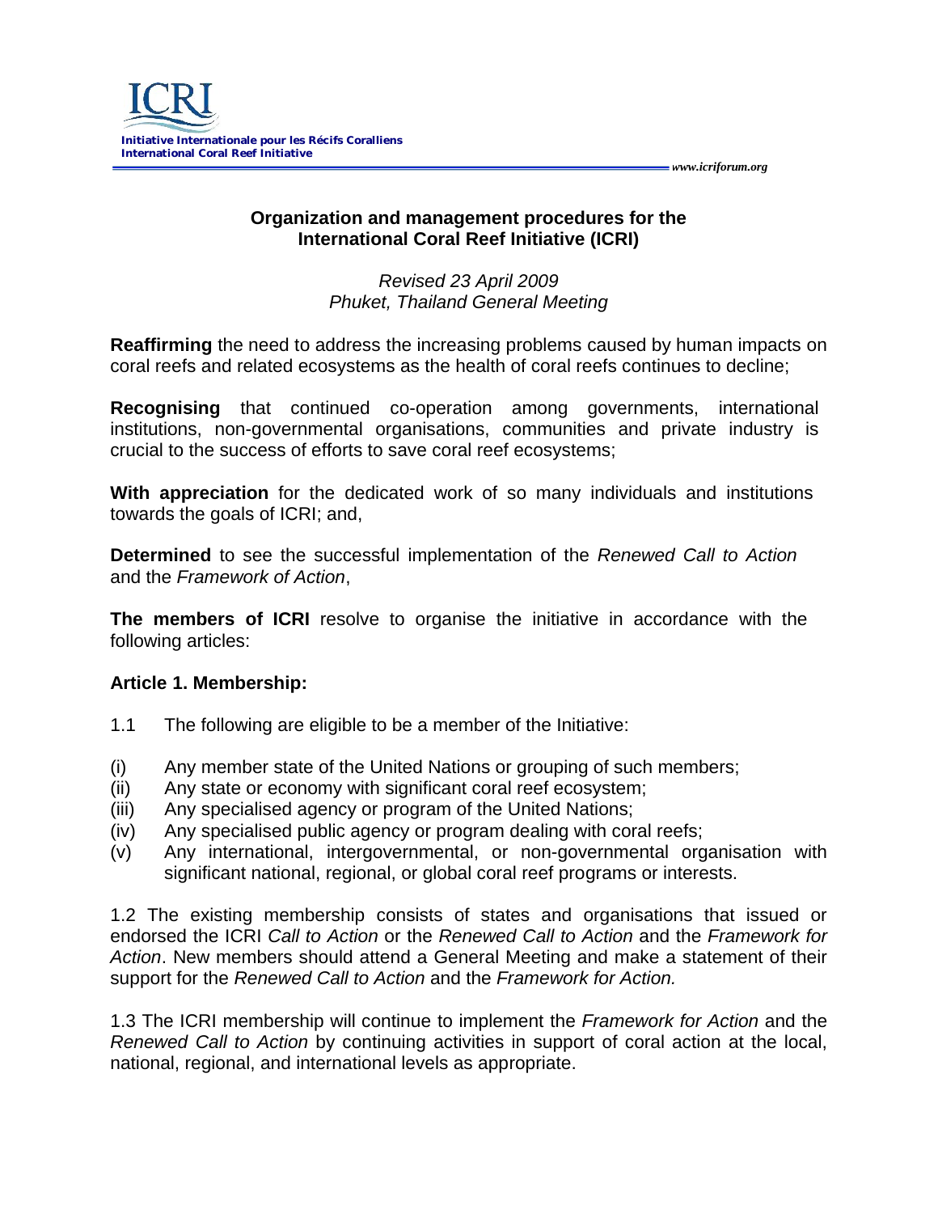# Organization and management procedures for the International Coral Reef Initiative (ICRI)

*Revised 23 April 2009*
*Phuket, Thailand General Meeting*

**Reaffirming** the need to address the increasing problems caused by human impacts on coral reefs and related ecosystems as the health of coral reefs continues to decline;

**Recognising** that continued co-operation among governments, international institutions, non-governmental organisations, communities and private industry is crucial to the success of efforts to save coral reef ecosystems;

**With appreciation** for the dedicated work of so many individuals and institutions towards the goals of ICRI; and,

**Determined** to see the successful implementation of the *Renewed Call to Action* and the *Framework of Action*,

**The members of ICRI** resolve to organise the initiative in accordance with the following articles:

## Article 1. Membership:

1.1 The following are eligible to be a member of the Initiative:

(i) Any member state of the United Nations or grouping of such members;
(ii) Any state or economy with significant coral reef ecosystem;
(iii) Any specialised agency or program of the United Nations;
(iv) Any specialised public agency or program dealing with coral reefs;
(v) Any international, intergovernmental, or non-governmental organisation with significant national, regional, or global coral reef programs or interests.

1.2 The existing membership consists of states and organisations that issued or endorsed the ICRI *Call to Action* or the *Renewed Call to Action* and the *Framework for Action*. New members should attend a General Meeting and make a statement of their support for the *Renewed Call to Action* and the *Framework for Action.*

1.3 The ICRI membership will continue to implement the *Framework for Action* and the *Renewed Call to Action* by continuing activities in support of coral action at the local, national, regional, and international levels as appropriate.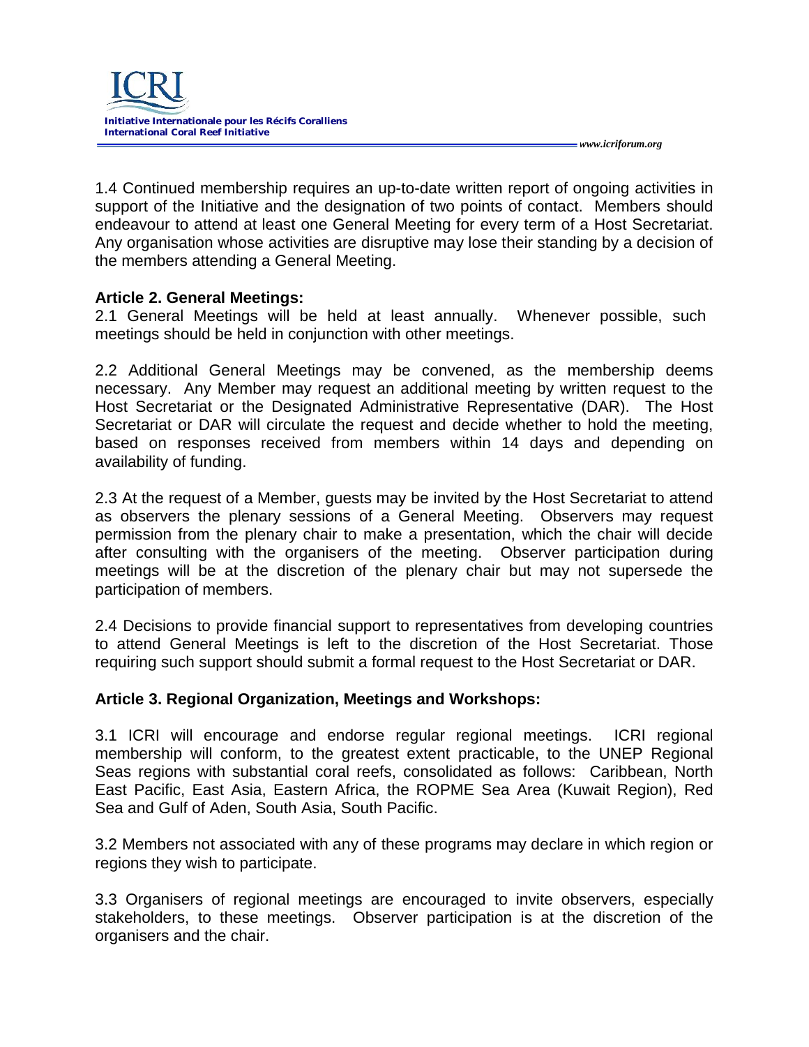1.4 Continued membership requires an up-to-date written report of ongoing activities in support of the Initiative and the designation of two points of contact. Members should endeavour to attend at least one General Meeting for every term of a Host Secretariat. Any organisation whose activities are disruptive may lose their standing by a decision of the members attending a General Meeting.

**Article 2. General Meetings:**

2.1 General Meetings will be held at least annually. Whenever possible, such meetings should be held in conjunction with other meetings.

2.2 Additional General Meetings may be convened, as the membership deems necessary. Any Member may request an additional meeting by written request to the Host Secretariat or the Designated Administrative Representative (DAR). The Host Secretariat or DAR will circulate the request and decide whether to hold the meeting, based on responses received from members within 14 days and depending on availability of funding.

2.3 At the request of a Member, guests may be invited by the Host Secretariat to attend as observers the plenary sessions of a General Meeting. Observers may request permission from the plenary chair to make a presentation, which the chair will decide after consulting with the organisers of the meeting. Observer participation during meetings will be at the discretion of the plenary chair but may not supersede the participation of members.

2.4 Decisions to provide financial support to representatives from developing countries to attend General Meetings is left to the discretion of the Host Secretariat. Those requiring such support should submit a formal request to the Host Secretariat or DAR.

**Article 3. Regional Organization, Meetings and Workshops:**

3.1 ICRI will encourage and endorse regular regional meetings. ICRI regional membership will conform, to the greatest extent practicable, to the UNEP Regional Seas regions with substantial coral reefs, consolidated as follows: Caribbean, North East Pacific, East Asia, Eastern Africa, the ROPME Sea Area (Kuwait Region), Red Sea and Gulf of Aden, South Asia, South Pacific.

3.2 Members not associated with any of these programs may declare in which region or regions they wish to participate.

3.3 Organisers of regional meetings are encouraged to invite observers, especially stakeholders, to these meetings. Observer participation is at the discretion of the organisers and the chair.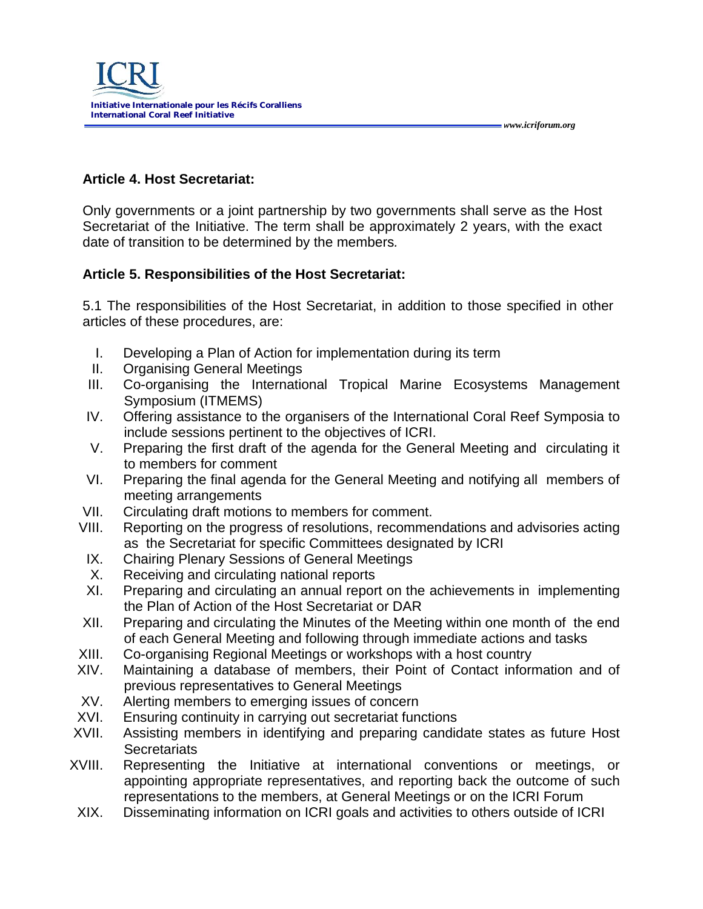## Article 4. Host Secretariat:

Only governments or a joint partnership by two governments shall serve as the Host Secretariat of the Initiative. The term shall be approximately 2 years, with the exact date of transition to be determined by the members.

## Article 5. Responsibilities of the Host Secretariat:

5.1 The responsibilities of the Host Secretariat, in addition to those specified in other articles of these procedures, are:

I. Developing a Plan of Action for implementation during its term
II. Organising General Meetings
III. Co-organising the International Tropical Marine Ecosystems Management Symposium (ITMEMS)
IV. Offering assistance to the organisers of the International Coral Reef Symposia to include sessions pertinent to the objectives of ICRI.
V. Preparing the first draft of the agenda for the General Meeting and circulating it to members for comment
VI. Preparing the final agenda for the General Meeting and notifying all members of meeting arrangements
VII. Circulating draft motions to members for comment.
VIII. Reporting on the progress of resolutions, recommendations and advisories acting as the Secretariat for specific Committees designated by ICRI
IX. Chairing Plenary Sessions of General Meetings
X. Receiving and circulating national reports
XI. Preparing and circulating an annual report on the achievements in implementing the Plan of Action of the Host Secretariat or DAR
XII. Preparing and circulating the Minutes of the Meeting within one month of the end of each General Meeting and following through immediate actions and tasks
XIII. Co-organising Regional Meetings or workshops with a host country
XIV. Maintaining a database of members, their Point of Contact information and of previous representatives to General Meetings
XV. Alerting members to emerging issues of concern
XVI. Ensuring continuity in carrying out secretariat functions
XVII. Assisting members in identifying and preparing candidate states as future Host Secretariats
XVIII. Representing the Initiative at international conventions or meetings, or appointing appropriate representatives, and reporting back the outcome of such representations to the members, at General Meetings or on the ICRI Forum
XIX. Disseminating information on ICRI goals and activities to others outside of ICRI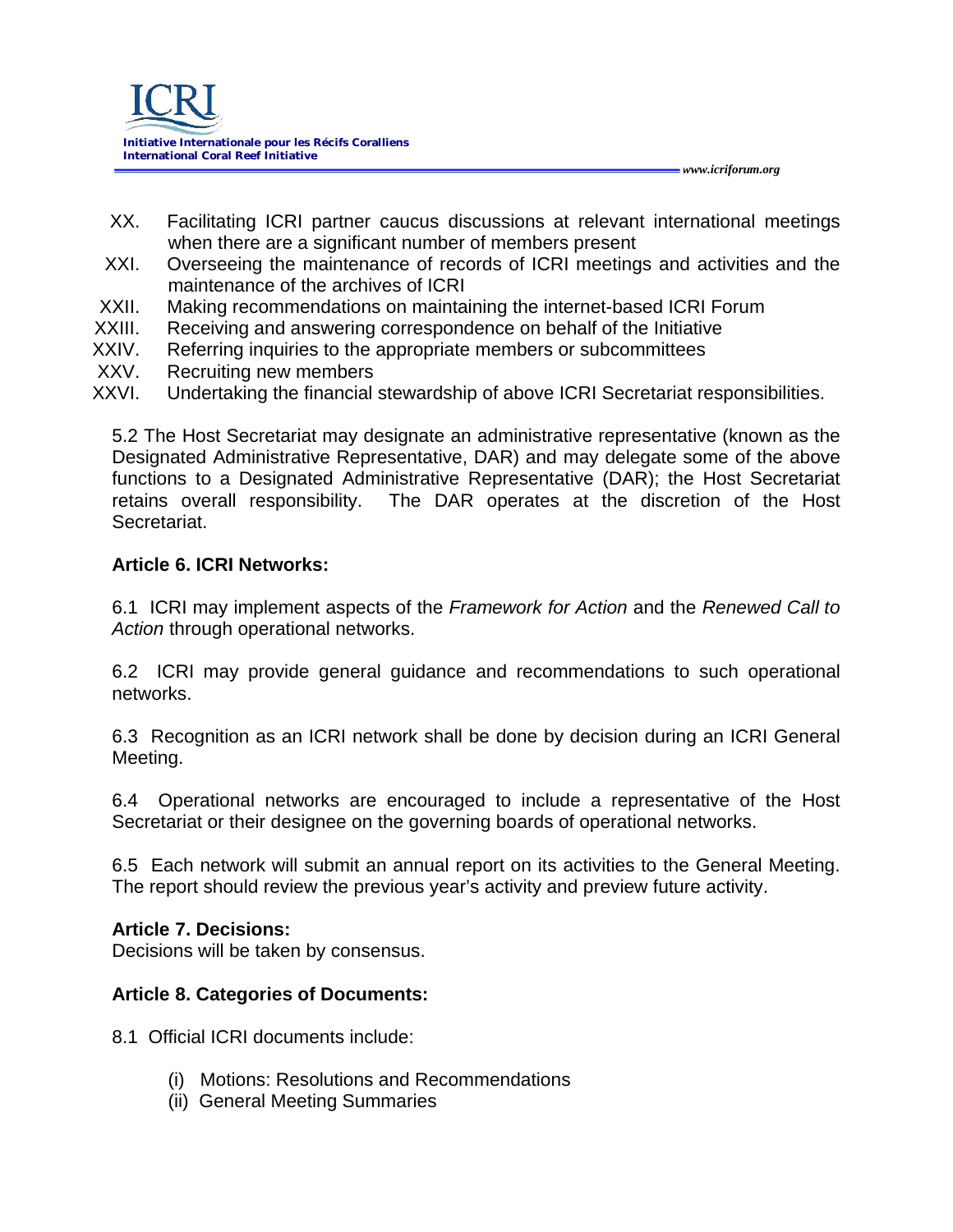XX. Facilitating ICRI partner caucus discussions at relevant international meetings when there are a significant number of members present

XXI. Overseeing the maintenance of records of ICRI meetings and activities and the maintenance of the archives of ICRI

XXII. Making recommendations on maintaining the internet-based ICRI Forum

XXIII. Receiving and answering correspondence on behalf of the Initiative

XXIV. Referring inquiries to the appropriate members or subcommittees

XXV. Recruiting new members

XXVI. Undertaking the financial stewardship of above ICRI Secretariat responsibilities.

5.2 The Host Secretariat may designate an administrative representative (known as the Designated Administrative Representative, DAR) and may delegate some of the above functions to a Designated Administrative Representative (DAR); the Host Secretariat retains overall responsibility. The DAR operates at the discretion of the Host Secretariat.

**Article 6. ICRI Networks:**

6.1 ICRI may implement aspects of the *Framework for Action* and the *Renewed Call to Action* through operational networks.

6.2 ICRI may provide general guidance and recommendations to such operational networks.

6.3 Recognition as an ICRI network shall be done by decision during an ICRI General Meeting.

6.4 Operational networks are encouraged to include a representative of the Host Secretariat or their designee on the governing boards of operational networks.

6.5 Each network will submit an annual report on its activities to the General Meeting. The report should review the previous year's activity and preview future activity.

**Article 7. Decisions:**

Decisions will be taken by consensus.

**Article 8. Categories of Documents:**

8.1 Official ICRI documents include:

(i) Motions: Resolutions and Recommendations

(ii) General Meeting Summaries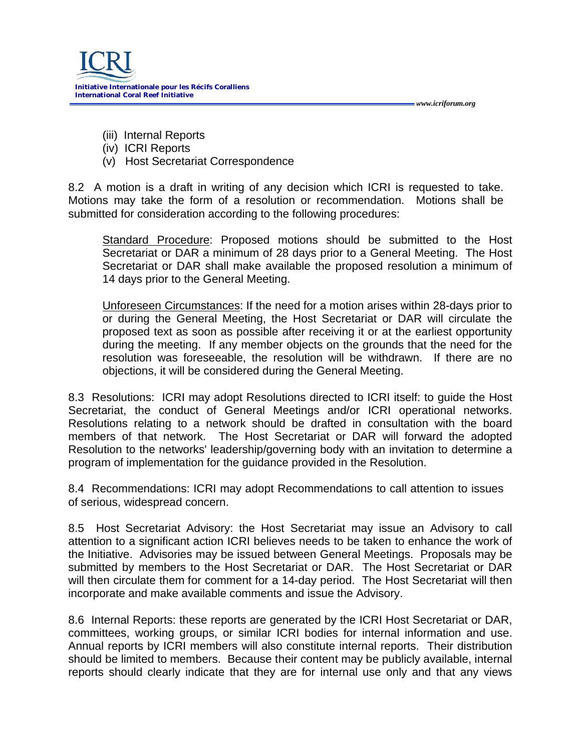(iii) Internal Reports
(iv) ICRI Reports
(v) Host Secretariat Correspondence

8.2 A motion is a draft in writing of any decision which ICRI is requested to take. Motions may take the form of a resolution or recommendation. Motions shall be submitted for consideration according to the following procedures:

> Standard Procedure: Proposed motions should be submitted to the Host Secretariat or DAR a minimum of 28 days prior to a General Meeting. The Host Secretariat or DAR shall make available the proposed resolution a minimum of 14 days prior to the General Meeting.
>
> Unforeseen Circumstances: If the need for a motion arises within 28-days prior to or during the General Meeting, the Host Secretariat or DAR will circulate the proposed text as soon as possible after receiving it or at the earliest opportunity during the meeting. If any member objects on the grounds that the need for the resolution was foreseeable, the resolution will be withdrawn. If there are no objections, it will be considered during the General Meeting.

8.3 Resolutions: ICRI may adopt Resolutions directed to ICRI itself: to guide the Host Secretariat, the conduct of General Meetings and/or ICRI operational networks. Resolutions relating to a network should be drafted in consultation with the board members of that network. The Host Secretariat or DAR will forward the adopted Resolution to the networks' leadership/governing body with an invitation to determine a program of implementation for the guidance provided in the Resolution.

8.4 Recommendations: ICRI may adopt Recommendations to call attention to issues of serious, widespread concern.

8.5 Host Secretariat Advisory: the Host Secretariat may issue an Advisory to call attention to a significant action ICRI believes needs to be taken to enhance the work of the Initiative. Advisories may be issued between General Meetings. Proposals may be submitted by members to the Host Secretariat or DAR. The Host Secretariat or DAR will then circulate them for comment for a 14-day period. The Host Secretariat will then incorporate and make available comments and issue the Advisory.

8.6 Internal Reports: these reports are generated by the ICRI Host Secretariat or DAR, committees, working groups, or similar ICRI bodies for internal information and use. Annual reports by ICRI members will also constitute internal reports. Their distribution should be limited to members. Because their content may be publicly available, internal reports should clearly indicate that they are for internal use only and that any views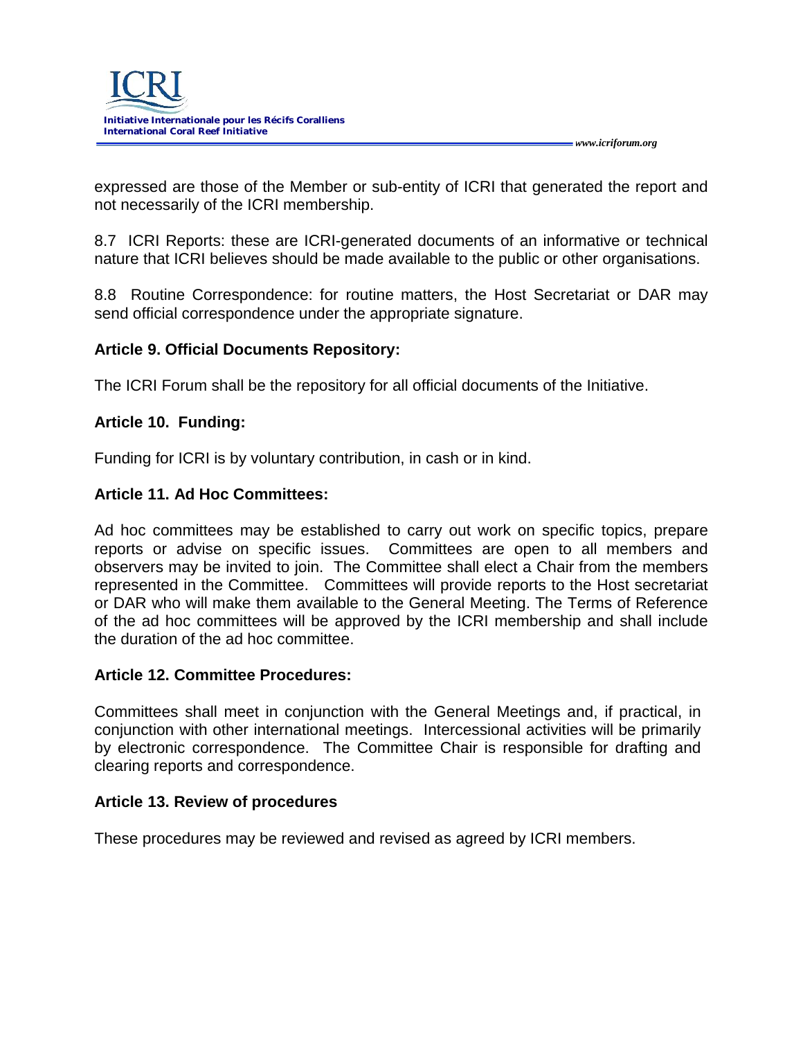expressed are those of the Member or sub-entity of ICRI that generated the report and not necessarily of the ICRI membership.

8.7 ICRI Reports: these are ICRI-generated documents of an informative or technical nature that ICRI believes should be made available to the public or other organisations.

8.8 Routine Correspondence: for routine matters, the Host Secretariat or DAR may send official correspondence under the appropriate signature.

**Article 9. Official Documents Repository:**

The ICRI Forum shall be the repository for all official documents of the Initiative.

**Article 10. Funding:**

Funding for ICRI is by voluntary contribution, in cash or in kind.

**Article 11. Ad Hoc Committees:**

Ad hoc committees may be established to carry out work on specific topics, prepare reports or advise on specific issues. Committees are open to all members and observers may be invited to join. The Committee shall elect a Chair from the members represented in the Committee. Committees will provide reports to the Host secretariat or DAR who will make them available to the General Meeting. The Terms of Reference of the ad hoc committees will be approved by the ICRI membership and shall include the duration of the ad hoc committee.

**Article 12. Committee Procedures:**

Committees shall meet in conjunction with the General Meetings and, if practical, in conjunction with other international meetings. Intercessional activities will be primarily by electronic correspondence. The Committee Chair is responsible for drafting and clearing reports and correspondence.

**Article 13. Review of procedures**

These procedures may be reviewed and revised as agreed by ICRI members.